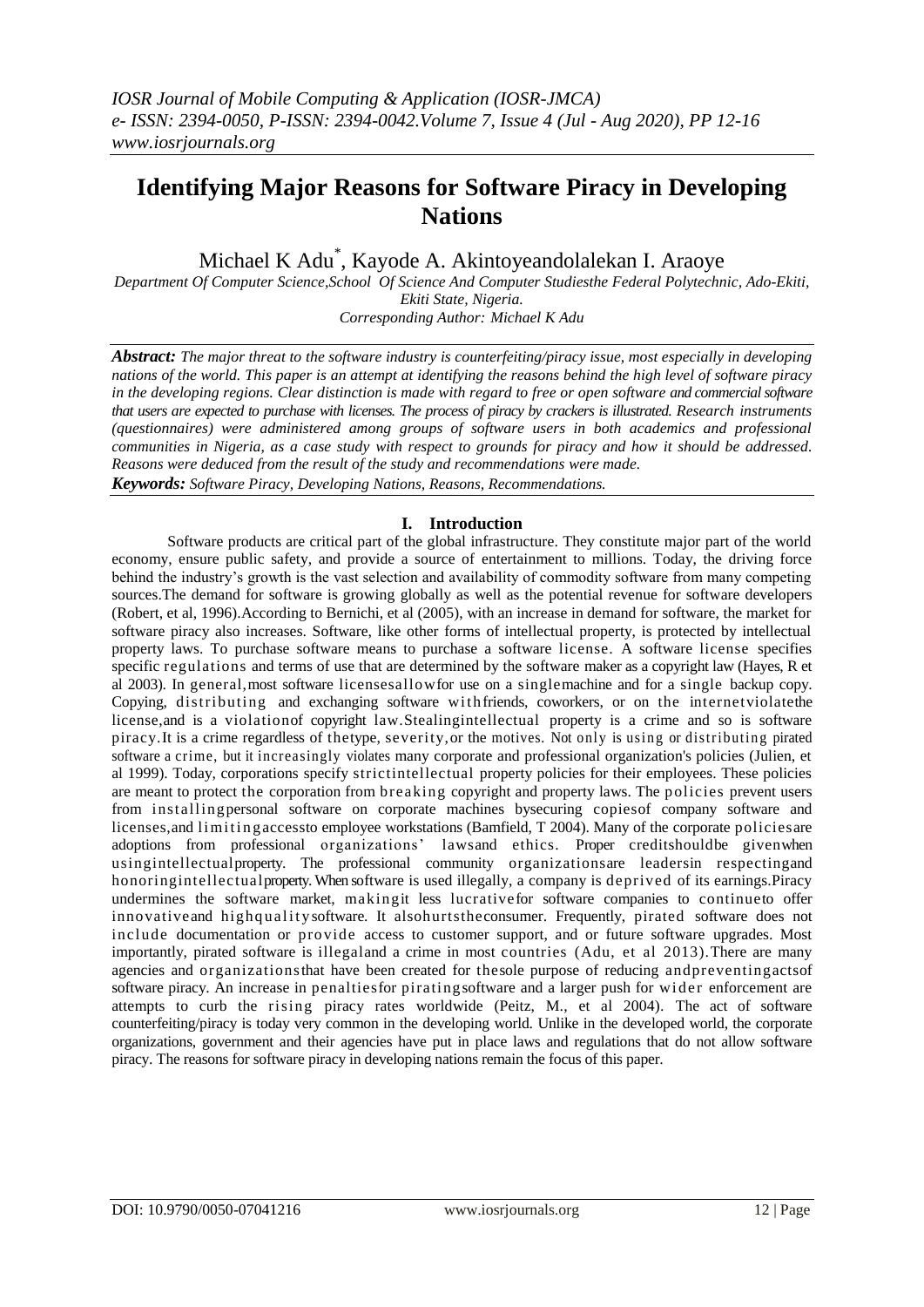# Identifying Major Reasons for Software Piracy in Developing Nations

Michael K Adu[*], Kayode A. Akintoyeandolalekan I. Araoye

*Department Of Computer Science,School Of Science And Computer Studiesthe Federal Polytechnic, Ado-Ekiti, Ekiti State, Nigeria.*
*Corresponding Author: Michael K Adu*

***Abstract:*** *The major threat to the software industry is counterfeiting/piracy issue, most especially in developing nations of the world. This paper is an attempt at identifying the reasons behind the high level of software piracy in the developing regions. Clear distinction is made with regard to free or open software and commercial software that users are expected to purchase with licenses. The process of piracy by crackers is illustrated. Research instruments (questionnaires) were administered among groups of software users in both academics and professional communities in Nigeria, as a case study with respect to grounds for piracy and how it should be addressed. Reasons were deduced from the result of the study and recommendations were made.*

***Keywords:*** *Software Piracy, Developing Nations, Reasons, Recommendations.*

## I. Introduction

Software products are critical part of the global infrastructure. They constitute major part of the world economy, ensure public safety, and provide a source of entertainment to millions. Today, the driving force behind the industry's growth is the vast selection and availability of commodity software from many competing sources.The demand for software is growing globally as well as the potential revenue for software developers (Robert, et al, 1996).According to Bernichi, et al (2005), with an increase in demand for software, the market for software piracy also increases. Software, like other forms of intellectual property, is protected by intellectual property laws. To purchase software means to purchase a software license. A software license specifies specific regulations and terms of use that are determined by the software maker as a copyright law (Hayes, R et al 2003). In general,most software licensesallowfor use on a singlemachine and for a single backup copy. Copying, distributing and exchanging software withfriends, coworkers, or on the internetviolatethe license,and is a violationof copyright law.Stealingintellectual property is a crime and so is software piracy.It is a crime regardless of thetype, severity,or the motives. Not only is using or distributing pirated software a crime, but it increasingly violates many corporate and professional organization's policies (Julien, et al 1999). Today, corporations specify strictintellectual property policies for their employees. These policies are meant to protect the corporation from breaking copyright and property laws. The policies prevent users from installingpersonal software on corporate machines bysecuring copiesof company software and licenses,and limitingaccessto employee workstations (Bamfield, T 2004). Many of the corporate policiesare adoptions from professional organizations' lawsand ethics. Proper creditshouldbe givenwhen usingintellectualproperty. The professional community organizationsare leadersin respectingand honoringintellectualproperty. When software is used illegally, a company is deprived of its earnings.Piracy undermines the software market, makingit less lucrativefor software companies to continueto offer innovativeand highqualitysoftware. It alsohurtstheconsumer. Frequently, pirated software does not include documentation or provide access to customer support, and or future software upgrades. Most importantly, pirated software is illegaland a crime in most countries (Adu, et al 2013).There are many agencies and organizationsthat have been created for thesole purpose of reducing andpreventingactsof software piracy. An increase in penaltiesfor piratingsoftware and a larger push for wider enforcement are attempts to curb the rising piracy rates worldwide (Peitz, M., et al 2004). The act of software counterfeiting/piracy is today very common in the developing world. Unlike in the developed world, the corporate organizations, government and their agencies have put in place laws and regulations that do not allow software piracy. The reasons for software piracy in developing nations remain the focus of this paper.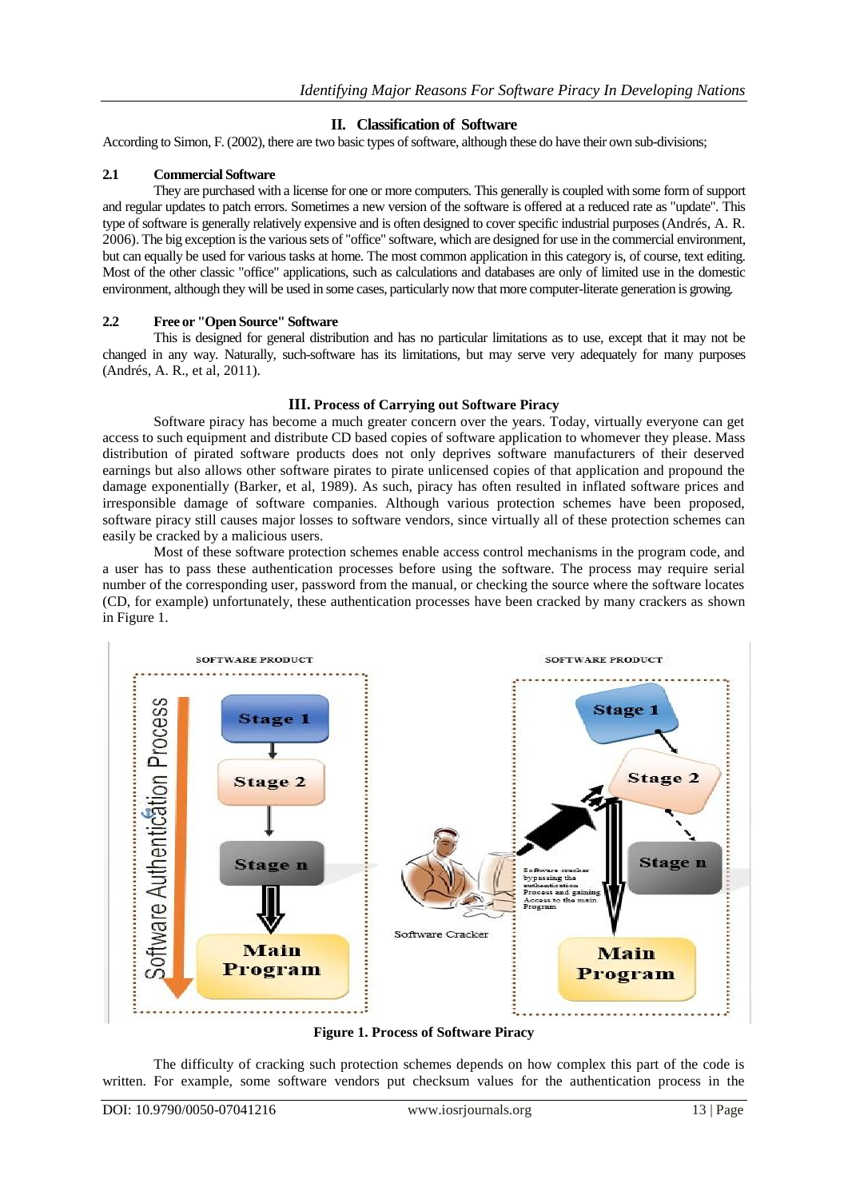## II. Classification of Software

According to Simon, F. (2002), there are two basic types of software, although these do have their own sub-divisions;

### 2.1 Commercial Software

They are purchased with a license for one or more computers. This generally is coupled with some form of support and regular updates to patch errors. Sometimes a new version of the software is offered at a reduced rate as "update". This type of software is generally relatively expensive and is often designed to cover specific industrial purposes (Andrés, A. R. 2006). The big exception is the various sets of "office" software, which are designed for use in the commercial environment, but can equally be used for various tasks at home. The most common application in this category is, of course, text editing. Most of the other classic "office" applications, such as calculations and databases are only of limited use in the domestic environment, although they will be used in some cases, particularly now that more computer-literate generation is growing.

### 2.2 Free or "Open Source" Software

This is designed for general distribution and has no particular limitations as to use, except that it may not be changed in any way. Naturally, such-software has its limitations, but may serve very adequately for many purposes (Andrés, A. R., et al, 2011).

## III. Process of Carrying out Software Piracy

Software piracy has become a much greater concern over the years. Today, virtually everyone can get access to such equipment and distribute CD based copies of software application to whomever they please. Mass distribution of pirated software products does not only deprives software manufacturers of their deserved earnings but also allows other software pirates to pirate unlicensed copies of that application and propound the damage exponentially (Barker, et al, 1989). As such, piracy has often resulted in inflated software prices and irresponsible damage of software companies. Although various protection schemes have been proposed, software piracy still causes major losses to software vendors, since virtually all of these protection schemes can easily be cracked by a malicious users.

Most of these software protection schemes enable access control mechanisms in the program code, and a user has to pass these authentication processes before using the software. The process may require serial number of the corresponding user, password from the manual, or checking the source where the software locates (CD, for example) unfortunately, these authentication processes have been cracked by many crackers as shown in Figure 1.

**Figure 1. Process of Software Piracy**

The difficulty of cracking such protection schemes depends on how complex this part of the code is written. For example, some software vendors put checksum values for the authentication process in the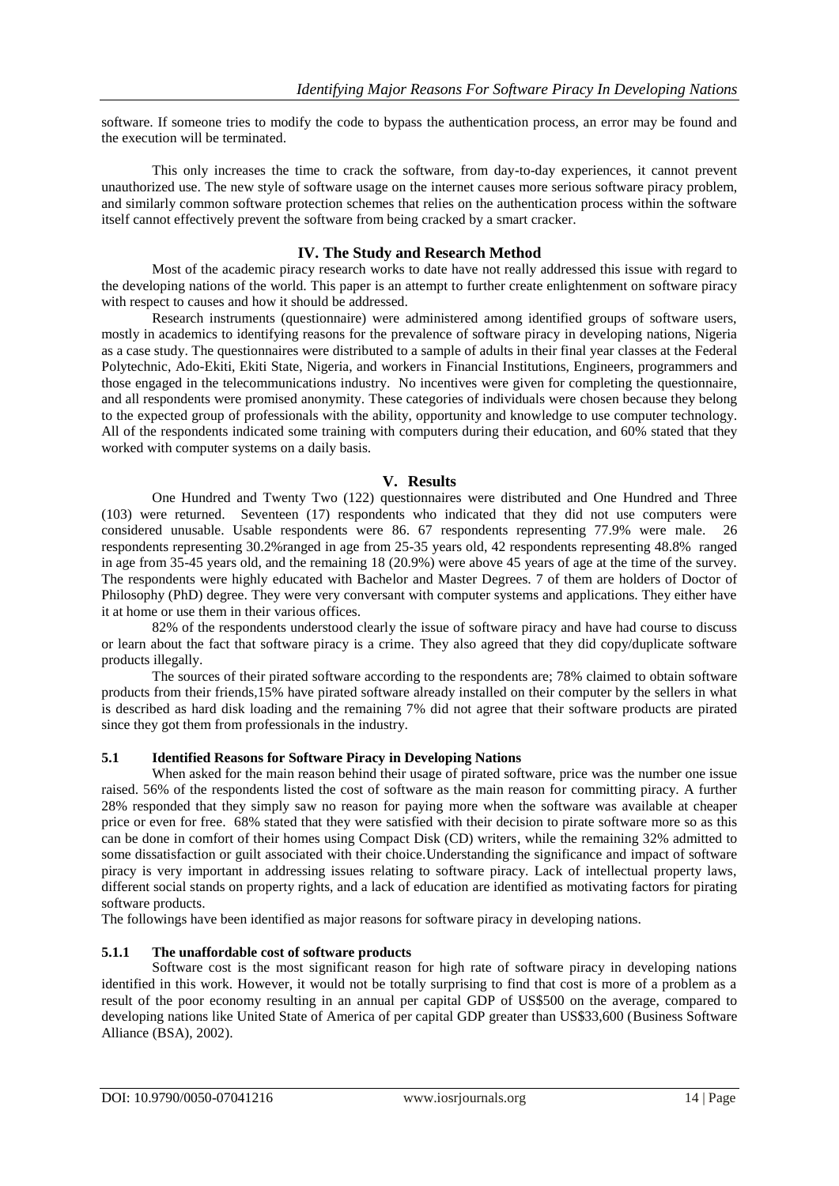software. If someone tries to modify the code to bypass the authentication process, an error may be found and the execution will be terminated.

This only increases the time to crack the software, from day-to-day experiences, it cannot prevent unauthorized use. The new style of software usage on the internet causes more serious software piracy problem, and similarly common software protection schemes that relies on the authentication process within the software itself cannot effectively prevent the software from being cracked by a smart cracker.

## IV. The Study and Research Method

Most of the academic piracy research works to date have not really addressed this issue with regard to the developing nations of the world. This paper is an attempt to further create enlightenment on software piracy with respect to causes and how it should be addressed.

Research instruments (questionnaire) were administered among identified groups of software users, mostly in academics to identifying reasons for the prevalence of software piracy in developing nations, Nigeria as a case study. The questionnaires were distributed to a sample of adults in their final year classes at the Federal Polytechnic, Ado-Ekiti, Ekiti State, Nigeria, and workers in Financial Institutions, Engineers, programmers and those engaged in the telecommunications industry. No incentives were given for completing the questionnaire, and all respondents were promised anonymity. These categories of individuals were chosen because they belong to the expected group of professionals with the ability, opportunity and knowledge to use computer technology. All of the respondents indicated some training with computers during their education, and 60% stated that they worked with computer systems on a daily basis.

## V. Results

One Hundred and Twenty Two (122) questionnaires were distributed and One Hundred and Three (103) were returned. Seventeen (17) respondents who indicated that they did not use computers were considered unusable. Usable respondents were 86. 67 respondents representing 77.9% were male. 26 respondents representing 30.2%ranged in age from 25-35 years old, 42 respondents representing 48.8% ranged in age from 35-45 years old, and the remaining 18 (20.9%) were above 45 years of age at the time of the survey. The respondents were highly educated with Bachelor and Master Degrees. 7 of them are holders of Doctor of Philosophy (PhD) degree. They were very conversant with computer systems and applications. They either have it at home or use them in their various offices.

82% of the respondents understood clearly the issue of software piracy and have had course to discuss or learn about the fact that software piracy is a crime. They also agreed that they did copy/duplicate software products illegally.

The sources of their pirated software according to the respondents are; 78% claimed to obtain software products from their friends,15% have pirated software already installed on their computer by the sellers in what is described as hard disk loading and the remaining 7% did not agree that their software products are pirated since they got them from professionals in the industry.

### 5.1 Identified Reasons for Software Piracy in Developing Nations

When asked for the main reason behind their usage of pirated software, price was the number one issue raised. 56% of the respondents listed the cost of software as the main reason for committing piracy. A further 28% responded that they simply saw no reason for paying more when the software was available at cheaper price or even for free. 68% stated that they were satisfied with their decision to pirate software more so as this can be done in comfort of their homes using Compact Disk (CD) writers, while the remaining 32% admitted to some dissatisfaction or guilt associated with their choice.Understanding the significance and impact of software piracy is very important in addressing issues relating to software piracy. Lack of intellectual property laws, different social stands on property rights, and a lack of education are identified as motivating factors for pirating software products.

The followings have been identified as major reasons for software piracy in developing nations.

#### 5.1.1 The unaffordable cost of software products

Software cost is the most significant reason for high rate of software piracy in developing nations identified in this work. However, it would not be totally surprising to find that cost is more of a problem as a result of the poor economy resulting in an annual per capital GDP of US$500 on the average, compared to developing nations like United State of America of per capital GDP greater than US$33,600 (Business Software Alliance (BSA), 2002).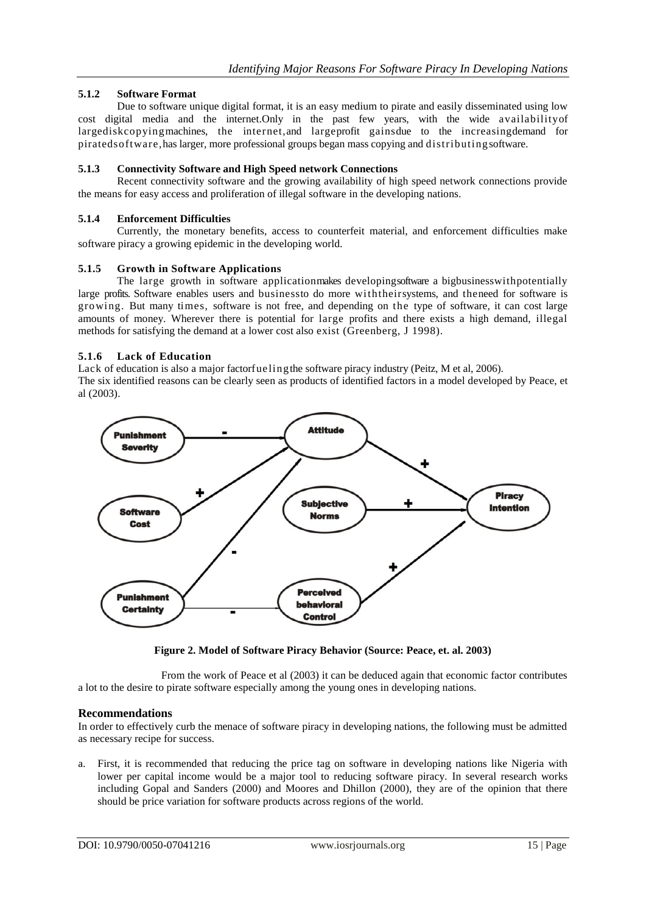### 5.1.2 Software Format

Due to software unique digital format, it is an easy medium to pirate and easily disseminated using low cost digital media and the internet.Only in the past few years, with the wide availabilityof largediskcopyingmachines, the internet,and largeprofit gainsdue to the increasingdemand for piratedsoftware,has larger, more professional groups began mass copying and distributingsoftware.

### 5.1.3 Connectivity Software and High Speed network Connections

Recent connectivity software and the growing availability of high speed network connections provide the means for easy access and proliferation of illegal software in the developing nations.

### 5.1.4 Enforcement Difficulties

Currently, the monetary benefits, access to counterfeit material, and enforcement difficulties make software piracy a growing epidemic in the developing world.

### 5.1.5 Growth in Software Applications

The large growth in software applicationmakes developingsoftware a bigbusinesswithpotentially large profits. Software enables users and businessto do more withtheirsystems, and theneed for software is growing. But many times, software is not free, and depending on the type of software, it can cost large amounts of money. Wherever there is potential for large profits and there exists a high demand, illegal methods for satisfying the demand at a lower cost also exist (Greenberg, J 1998).

### 5.1.6 Lack of Education

Lack of education is also a major factorfuelingthe software piracy industry (Peitz, M et al, 2006).
The six identified reasons can be clearly seen as products of identified factors in a model developed by Peace, et al (2003).

**Figure 2. Model of Software Piracy Behavior (Source: Peace, et. al. 2003)**

From the work of Peace et al (2003) it can be deduced again that economic factor contributes a lot to the desire to pirate software especially among the young ones in developing nations.

## Recommendations

In order to effectively curb the menace of software piracy in developing nations, the following must be admitted as necessary recipe for success.

a. First, it is recommended that reducing the price tag on software in developing nations like Nigeria with lower per capital income would be a major tool to reducing software piracy. In several research works including Gopal and Sanders (2000) and Moores and Dhillon (2000), they are of the opinion that there should be price variation for software products across regions of the world.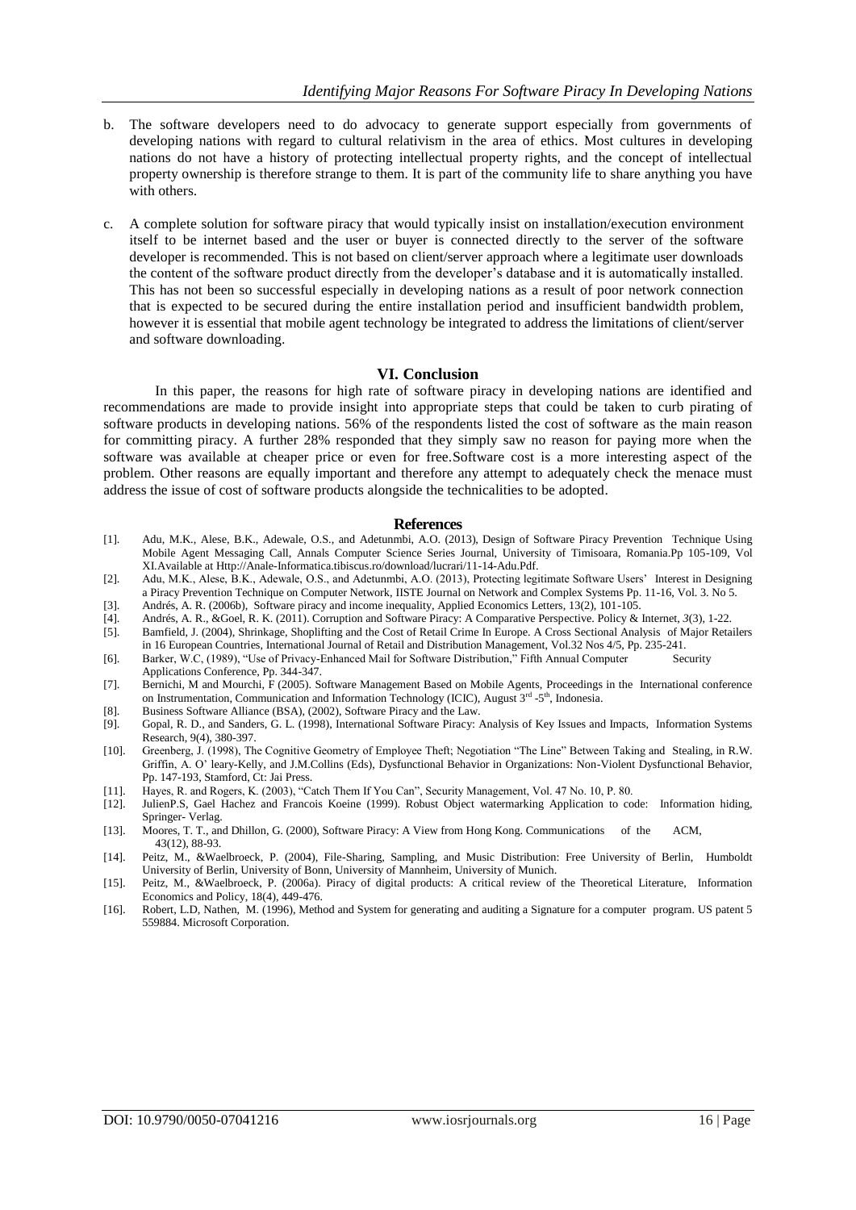b. The software developers need to do advocacy to generate support especially from governments of developing nations with regard to cultural relativism in the area of ethics. Most cultures in developing nations do not have a history of protecting intellectual property rights, and the concept of intellectual property ownership is therefore strange to them. It is part of the community life to share anything you have with others.

c. A complete solution for software piracy that would typically insist on installation/execution environment itself to be internet based and the user or buyer is connected directly to the server of the software developer is recommended. This is not based on client/server approach where a legitimate user downloads the content of the software product directly from the developer's database and it is automatically installed. This has not been so successful especially in developing nations as a result of poor network connection that is expected to be secured during the entire installation period and insufficient bandwidth problem, however it is essential that mobile agent technology be integrated to address the limitations of client/server and software downloading.

## VI. Conclusion

In this paper, the reasons for high rate of software piracy in developing nations are identified and recommendations are made to provide insight into appropriate steps that could be taken to curb pirating of software products in developing nations. 56% of the respondents listed the cost of software as the main reason for committing piracy. A further 28% responded that they simply saw no reason for paying more when the software was available at cheaper price or even for free.Software cost is a more interesting aspect of the problem. Other reasons are equally important and therefore any attempt to adequately check the menace must address the issue of cost of software products alongside the technicalities to be adopted.

## References

[1]. Adu, M.K., Alese, B.K., Adewale, O.S., and Adetunmbi, A.O. (2013), Design of Software Piracy Prevention Technique Using Mobile Agent Messaging Call, Annals Computer Science Series Journal, University of Timisoara, Romania.Pp 105-109, Vol XI.Available at Http://Anale-Informatica.tibiscus.ro/download/lucrari/11-14-Adu.Pdf.

[2]. Adu, M.K., Alese, B.K., Adewale, O.S., and Adetunmbi, A.O. (2013), Protecting legitimate Software Users' Interest in Designing a Piracy Prevention Technique on Computer Network, IISTE Journal on Network and Complex Systems Pp. 11-16, Vol. 3. No 5.

[3]. Andrés, A. R. (2006b), Software piracy and income inequality, Applied Economics Letters, 13(2), 101-105.

[4]. Andrés, A. R., &Goel, R. K. (2011). Corruption and Software Piracy: A Comparative Perspective. Policy & Internet, *3*(3), 1-22.

[5]. Bamfield, J. (2004), Shrinkage, Shoplifting and the Cost of Retail Crime In Europe. A Cross Sectional Analysis of Major Retailers in 16 European Countries, International Journal of Retail and Distribution Management, Vol.32 Nos 4/5, Pp. 235-241.

[6]. Barker, W.C, (1989), "Use of Privacy-Enhanced Mail for Software Distribution," Fifth Annual Computer Security Applications Conference, Pp. 344-347.

[7]. Bernichi, M and Mourchi, F (2005). Software Management Based on Mobile Agents, Proceedings in the International conference on Instrumentation, Communication and Information Technology (ICIC), August 3rd -5th, Indonesia.

[8]. Business Software Alliance (BSA), (2002), Software Piracy and the Law.

[9]. Gopal, R. D., and Sanders, G. L. (1998), International Software Piracy: Analysis of Key Issues and Impacts, Information Systems Research, 9(4), 380-397.

[10]. Greenberg, J. (1998), The Cognitive Geometry of Employee Theft; Negotiation "The Line" Between Taking and Stealing, in R.W. Griffin, A. O' leary-Kelly, and J.M.Collins (Eds), Dysfunctional Behavior in Organizations: Non-Violent Dysfunctional Behavior, Pp. 147-193, Stamford, Ct: Jai Press.

[11]. Hayes, R. and Rogers, K. (2003), "Catch Them If You Can", Security Management, Vol. 47 No. 10, P. 80.

[12]. JulienP.S, Gael Hachez and Francois Koeine (1999). Robust Object watermarking Application to code: Information hiding, Springer- Verlag.

[13]. Moores, T. T., and Dhillon, G. (2000), Software Piracy: A View from Hong Kong. Communications of the ACM, 43(12), 88-93.

[14]. Peitz, M., &Waelbroeck, P. (2004), File-Sharing, Sampling, and Music Distribution: Free University of Berlin, Humboldt University of Berlin, University of Bonn, University of Mannheim, University of Munich.

[15]. Peitz, M., &Waelbroeck, P. (2006a). Piracy of digital products: A critical review of the Theoretical Literature, Information Economics and Policy, 18(4), 449-476.

[16]. Robert, L.D, Nathen, M. (1996), Method and System for generating and auditing a Signature for a computer program. US patent 5 559884. Microsoft Corporation.